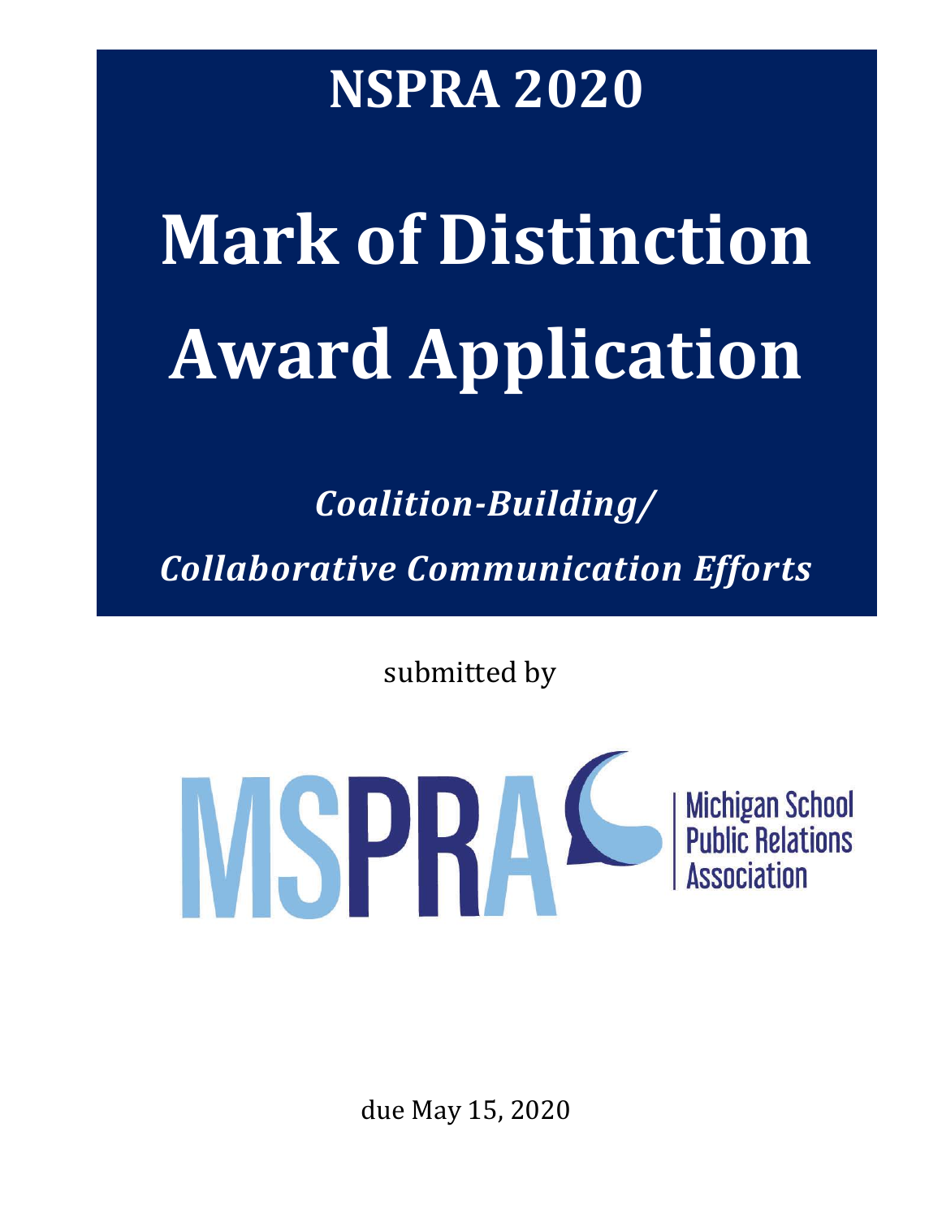# NSPRA 2020

# Mark of Distinction Award Application

***Coalition-Building/ Collaborative Communication Efforts***

submitted by

MSPRA Michigan School Public Relations Association

due May 15, 2020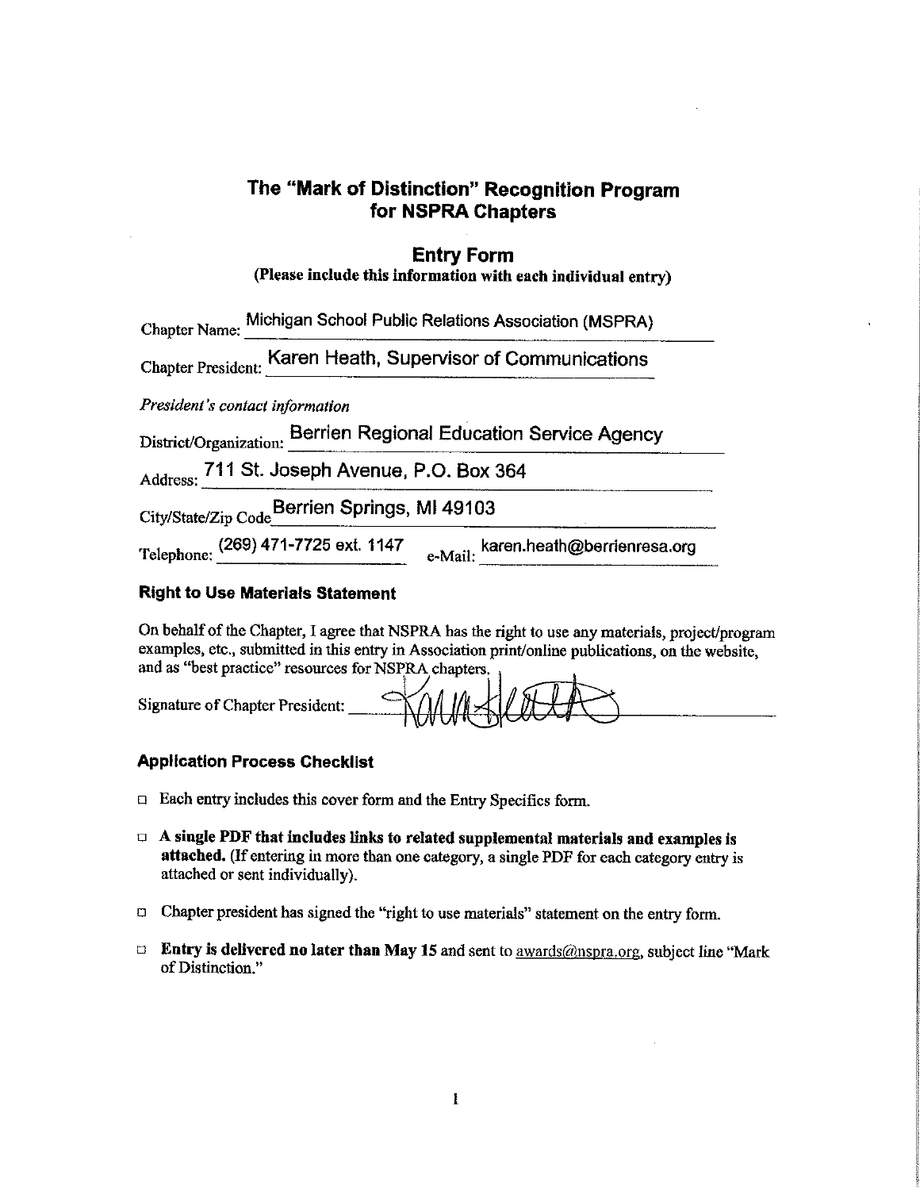# The "Mark of Distinction" Recognition Program for NSPRA Chapters

## Entry Form

**(Please include this information with each individual entry)**

Chapter Name: Michigan School Public Relations Association (MSPRA)

Chapter President: Karen Heath, Supervisor of Communications

*President's contact information*

District/Organization: Berrien Regional Education Service Agency

Address: 711 St. Joseph Avenue, P.O. Box 364

City/State/Zip Code Berrien Springs, MI 49103

Telephone: (269) 471-7725 ext. 1147 e-Mail: karen.heath@berrienresa.org

### Right to Use Materials Statement

On behalf of the Chapter, I agree that NSPRA has the right to use any materials, project/program examples, etc., submitted in this entry in Association print/online publications, on the website, and as "best practice" resources for NSPRA chapters.

Signature of Chapter President: Karen Heath

### Application Process Checklist

- ☐ Each entry includes this cover form and the Entry Specifics form.
- ☐ **A single PDF that includes links to related supplemental materials and examples is attached.** (If entering in more than one category, a single PDF for each category entry is attached or sent individually).
- ☐ Chapter president has signed the "right to use materials" statement on the entry form.
- ☐ **Entry is delivered no later than May 15** and sent to awards@nspra.org, subject line "Mark of Distinction."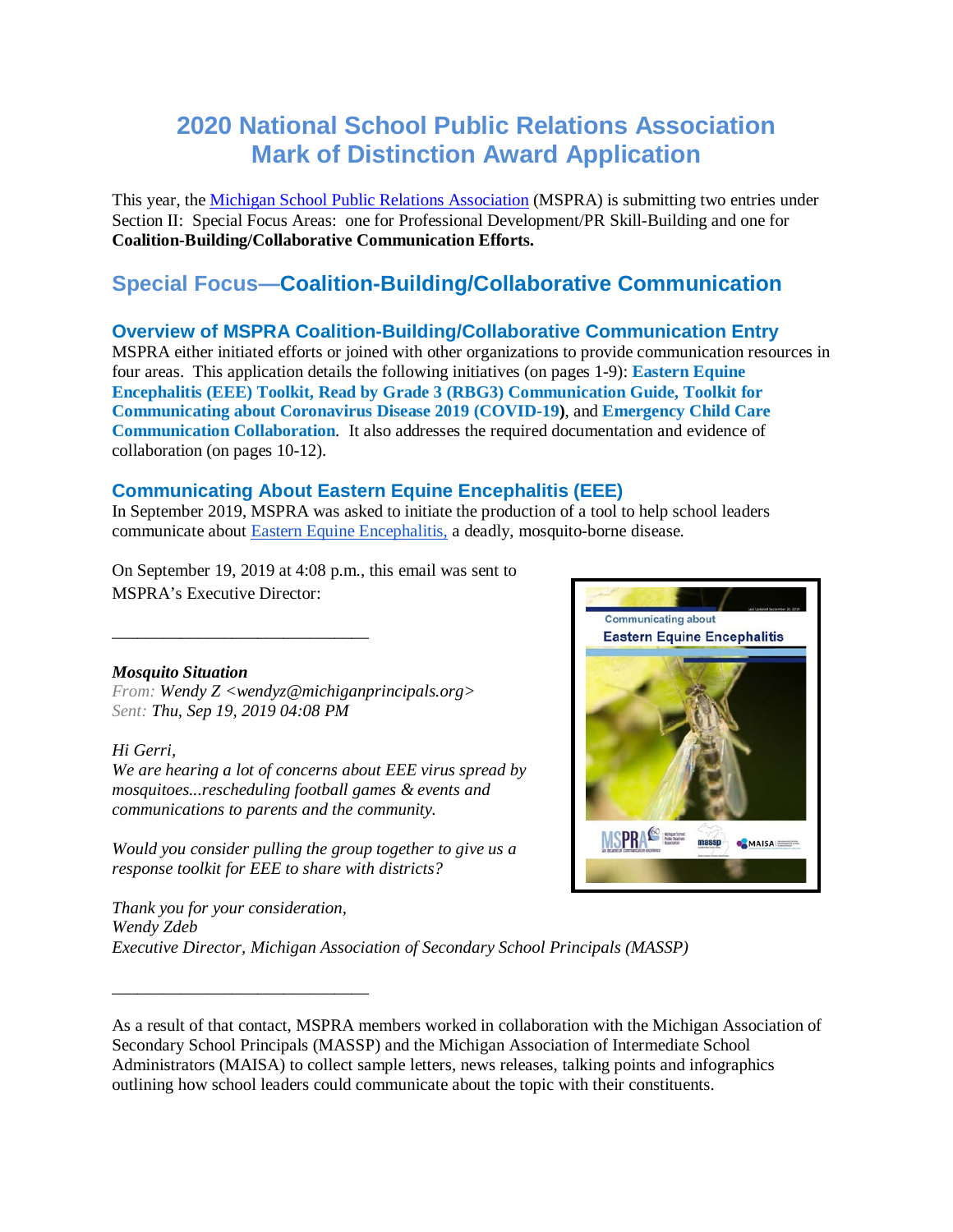# 2020 National School Public Relations Association Mark of Distinction Award Application

This year, the Michigan School Public Relations Association (MSPRA) is submitting two entries under Section II: Special Focus Areas: one for Professional Development/PR Skill-Building and one for **Coalition-Building/Collaborative Communication Efforts.**

## Special Focus—Coalition-Building/Collaborative Communication

### Overview of MSPRA Coalition-Building/Collaborative Communication Entry

MSPRA either initiated efforts or joined with other organizations to provide communication resources in four areas. This application details the following initiatives (on pages 1-9): **Eastern Equine Encephalitis (EEE) Toolkit, Read by Grade 3 (RBG3) Communication Guide, Toolkit for Communicating about Coronavirus Disease 2019 (COVID-19)**, and **Emergency Child Care Communication Collaboration**. It also addresses the required documentation and evidence of collaboration (on pages 10-12).

### Communicating About Eastern Equine Encephalitis (EEE)

In September 2019, MSPRA was asked to initiate the production of a tool to help school leaders communicate about Eastern Equine Encephalitis, a deadly, mosquito-borne disease.

On September 19, 2019 at 4:08 p.m., this email was sent to MSPRA's Executive Director:

---

***Mosquito Situation***
*From: Wendy Z <wendyz@michiganprincipals.org>*
*Sent: Thu, Sep 19, 2019 04:08 PM*

*Hi Gerri,*
*We are hearing a lot of concerns about EEE virus spread by mosquitoes...rescheduling football games & events and communications to parents and the community.*

*Would you consider pulling the group together to give us a response toolkit for EEE to share with districts?*

*Thank you for your consideration,*
*Wendy Zdeb*
*Executive Director, Michigan Association of Secondary School Principals (MASSP)*

---

As a result of that contact, MSPRA members worked in collaboration with the Michigan Association of Secondary School Principals (MASSP) and the Michigan Association of Intermediate School Administrators (MAISA) to collect sample letters, news releases, talking points and infographics outlining how school leaders could communicate about the topic with their constituents.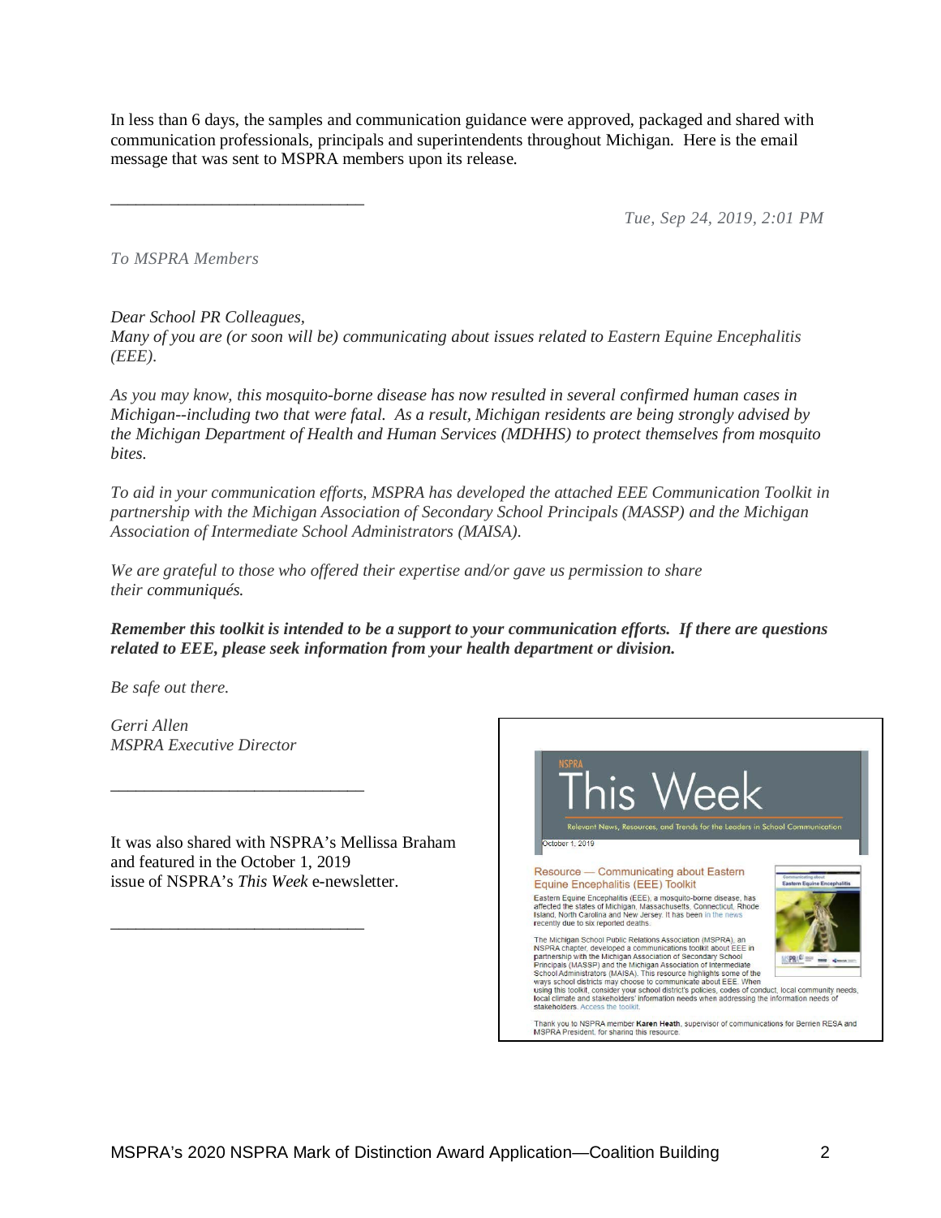In less than 6 days, the samples and communication guidance were approved, packaged and shared with communication professionals, principals and superintendents throughout Michigan. Here is the email message that was sent to MSPRA members upon its release.

---

*Tue, Sep 24, 2019, 2:01 PM*

*To MSPRA Members*

*Dear School PR Colleagues,*
*Many of you are (or soon will be) communicating about issues related to Eastern Equine Encephalitis (EEE).*

*As you may know, this mosquito-borne disease has now resulted in several confirmed human cases in Michigan--including two that were fatal. As a result, Michigan residents are being strongly advised by the Michigan Department of Health and Human Services (MDHHS) to protect themselves from mosquito bites.*

*To aid in your communication efforts, MSPRA has developed the attached EEE Communication Toolkit in partnership with the Michigan Association of Secondary School Principals (MASSP) and the Michigan Association of Intermediate School Administrators (MAISA).*

*We are grateful to those who offered their expertise and/or gave us permission to share their communiqués.*

***Remember this toolkit is intended to be a support to your communication efforts. If there are questions related to EEE, please seek information from your health department or division.***

*Be safe out there.*

*Gerri Allen*
*MSPRA Executive Director*

---

It was also shared with NSPRA's Mellissa Braham and featured in the October 1, 2019 issue of NSPRA's *This Week* e-newsletter.

---

NSPRA

# This Week

Relevant News, Resources, and Trends for the Leaders in School Communication

October 1, 2019

Resource — Communicating about Eastern Equine Encephalitis (EEE) Toolkit

Eastern Equine Encephalitis (EEE), a mosquito-borne disease, has affected the states of Michigan, Massachusetts, Connecticut, Rhode Island, North Carolina and New Jersey. It has been in the news recently due to six reported deaths.

The Michigan School Public Relations Association (MSPRA), an NSPRA chapter, developed a communications toolkit about EEE in partnership with the Michigan Association of Secondary School Principals (MASSP) and the Michigan Association of Intermediate School Administrators (MAISA). This resource highlights some of the ways school districts may choose to communicate about EEE. When using this toolkit, consider your school district's policies, codes of conduct, local community needs, local climate and stakeholders' information needs when addressing the information needs of stakeholders. Access the toolkit.

Thank you to NSPRA member **Karen Heath**, supervisor of communications for Berrien RESA and MSPRA President, for sharing this resource.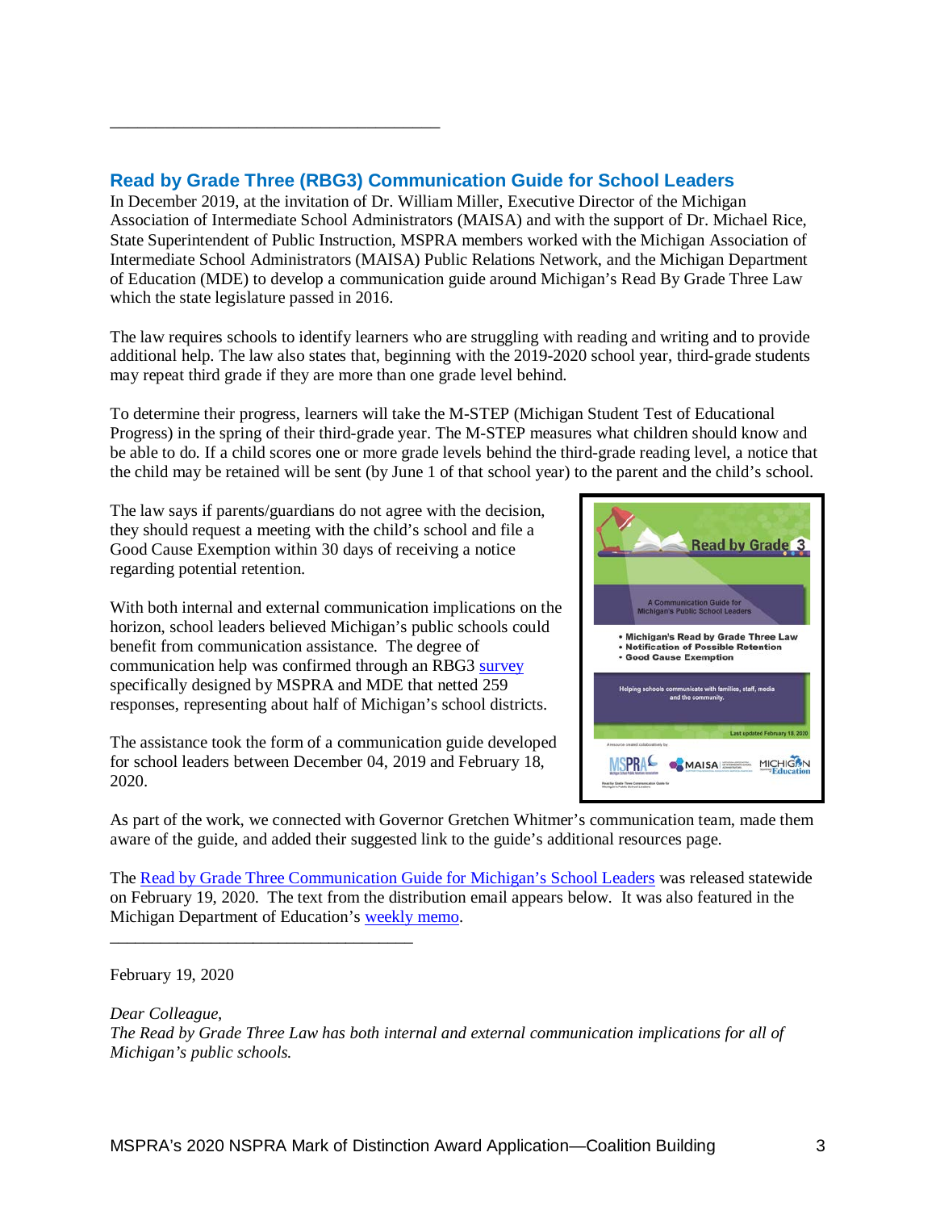---

## Read by Grade Three (RBG3) Communication Guide for School Leaders

In December 2019, at the invitation of Dr. William Miller, Executive Director of the Michigan Association of Intermediate School Administrators (MAISA) and with the support of Dr. Michael Rice, State Superintendent of Public Instruction, MSPRA members worked with the Michigan Association of Intermediate School Administrators (MAISA) Public Relations Network, and the Michigan Department of Education (MDE) to develop a communication guide around Michigan's Read By Grade Three Law which the state legislature passed in 2016.

The law requires schools to identify learners who are struggling with reading and writing and to provide additional help. The law also states that, beginning with the 2019-2020 school year, third-grade students may repeat third grade if they are more than one grade level behind.

To determine their progress, learners will take the M-STEP (Michigan Student Test of Educational Progress) in the spring of their third-grade year. The M-STEP measures what children should know and be able to do. If a child scores one or more grade levels behind the third-grade reading level, a notice that the child may be retained will be sent (by June 1 of that school year) to the parent and the child's school.

The law says if parents/guardians do not agree with the decision, they should request a meeting with the child's school and file a Good Cause Exemption within 30 days of receiving a notice regarding potential retention.

With both internal and external communication implications on the horizon, school leaders believed Michigan's public schools could benefit from communication assistance. The degree of communication help was confirmed through an RBG3 [survey](#) specifically designed by MSPRA and MDE that netted 259 responses, representing about half of Michigan's school districts.

The assistance took the form of a communication guide developed for school leaders between December 04, 2019 and February 18, 2020.

Read by Grade 3

A Communication Guide for Michigan's Public School Leaders

- Michigan's Read by Grade Three Law
- Notification of Possible Retention
- Good Cause Exemption

Helping schools communicate with families, staff, media and the community.

Last updated February 18, 2020

As part of the work, we connected with Governor Gretchen Whitmer's communication team, made them aware of the guide, and added their suggested link to the guide's additional resources page.

The [Read by Grade Three Communication Guide for Michigan's School Leaders](#) was released statewide on February 19, 2020. The text from the distribution email appears below. It was also featured in the Michigan Department of Education's [weekly memo](#).

---

February 19, 2020

*Dear Colleague,*
*The Read by Grade Three Law has both internal and external communication implications for all of Michigan's public schools.*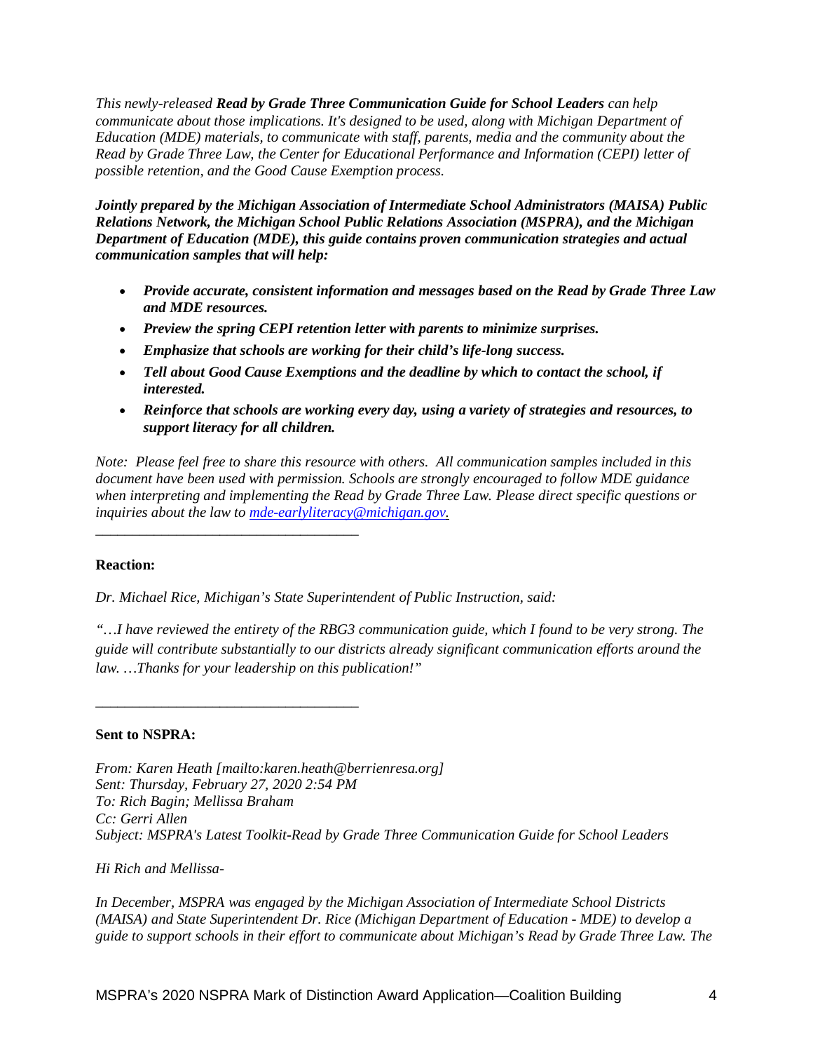*This newly-released* ***Read by Grade Three Communication Guide for School Leaders*** *can help communicate about those implications. It's designed to be used, along with Michigan Department of Education (MDE) materials, to communicate with staff, parents, media and the community about the Read by Grade Three Law, the Center for Educational Performance and Information (CEPI) letter of possible retention, and the Good Cause Exemption process.*

***Jointly prepared by the Michigan Association of Intermediate School Administrators (MAISA) Public Relations Network, the Michigan School Public Relations Association (MSPRA), and the Michigan Department of Education (MDE), this guide contains proven communication strategies and actual communication samples that will help:***

- ***Provide accurate, consistent information and messages based on the Read by Grade Three Law and MDE resources.***
- ***Preview the spring CEPI retention letter with parents to minimize surprises.***
- ***Emphasize that schools are working for their child's life-long success.***
- ***Tell about Good Cause Exemptions and the deadline by which to contact the school, if interested.***
- ***Reinforce that schools are working every day, using a variety of strategies and resources, to support literacy for all children.***

*Note: Please feel free to share this resource with others. All communication samples included in this document have been used with permission. Schools are strongly encouraged to follow MDE guidance when interpreting and implementing the Read by Grade Three Law. Please direct specific questions or inquiries about the law to [mde-earlyliteracy@michigan.gov](mailto:mde-earlyliteracy@michigan.gov).*

---

**Reaction:**

*Dr. Michael Rice, Michigan's State Superintendent of Public Instruction, said:*

*"…I have reviewed the entirety of the RBG3 communication guide, which I found to be very strong. The guide will contribute substantially to our districts already significant communication efforts around the law. …Thanks for your leadership on this publication!"*

---

**Sent to NSPRA:**

*From: Karen Heath [mailto:karen.heath@berrienresa.org]*
*Sent: Thursday, February 27, 2020 2:54 PM*
*To: Rich Bagin; Mellissa Braham*
*Cc: Gerri Allen*
*Subject: MSPRA's Latest Toolkit-Read by Grade Three Communication Guide for School Leaders*

*Hi Rich and Mellissa-*

*In December, MSPRA was engaged by the Michigan Association of Intermediate School Districts (MAISA) and State Superintendent Dr. Rice (Michigan Department of Education - MDE) to develop a guide to support schools in their effort to communicate about Michigan's Read by Grade Three Law. The*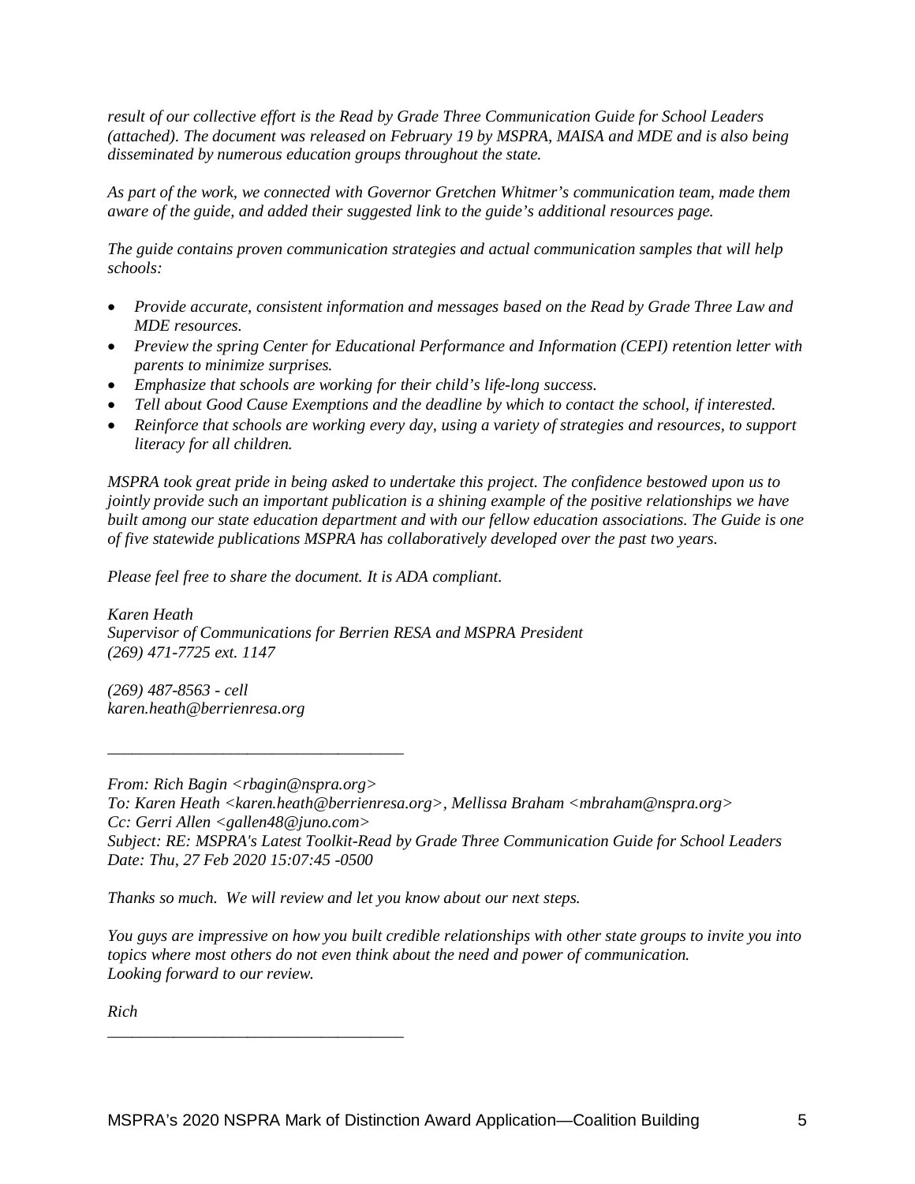*result of our collective effort is the Read by Grade Three Communication Guide for School Leaders (attached). The document was released on February 19 by MSPRA, MAISA and MDE and is also being disseminated by numerous education groups throughout the state.*

*As part of the work, we connected with Governor Gretchen Whitmer's communication team, made them aware of the guide, and added their suggested link to the guide's additional resources page.*

*The guide contains proven communication strategies and actual communication samples that will help schools:*

- *Provide accurate, consistent information and messages based on the Read by Grade Three Law and MDE resources.*
- *Preview the spring Center for Educational Performance and Information (CEPI) retention letter with parents to minimize surprises.*
- *Emphasize that schools are working for their child's life-long success.*
- *Tell about Good Cause Exemptions and the deadline by which to contact the school, if interested.*
- *Reinforce that schools are working every day, using a variety of strategies and resources, to support literacy for all children.*

*MSPRA took great pride in being asked to undertake this project. The confidence bestowed upon us to jointly provide such an important publication is a shining example of the positive relationships we have built among our state education department and with our fellow education associations. The Guide is one of five statewide publications MSPRA has collaboratively developed over the past two years.*

*Please feel free to share the document. It is ADA compliant.*

*Karen Heath*
*Supervisor of Communications for Berrien RESA and MSPRA President*
*(269) 471-7725 ext. 1147*

*(269) 487-8563 - cell*
*karen.heath@berrienresa.org*

---

*From: Rich Bagin <rbagin@nspra.org>*
*To: Karen Heath <karen.heath@berrienresa.org>, Mellissa Braham <mbraham@nspra.org>*
*Cc: Gerri Allen <gallen48@juno.com>*
*Subject: RE: MSPRA's Latest Toolkit-Read by Grade Three Communication Guide for School Leaders*
*Date: Thu, 27 Feb 2020 15:07:45 -0500*

*Thanks so much. We will review and let you know about our next steps.*

*You guys are impressive on how you built credible relationships with other state groups to invite you into topics where most others do not even think about the need and power of communication.*
*Looking forward to our review.*

*Rich*

---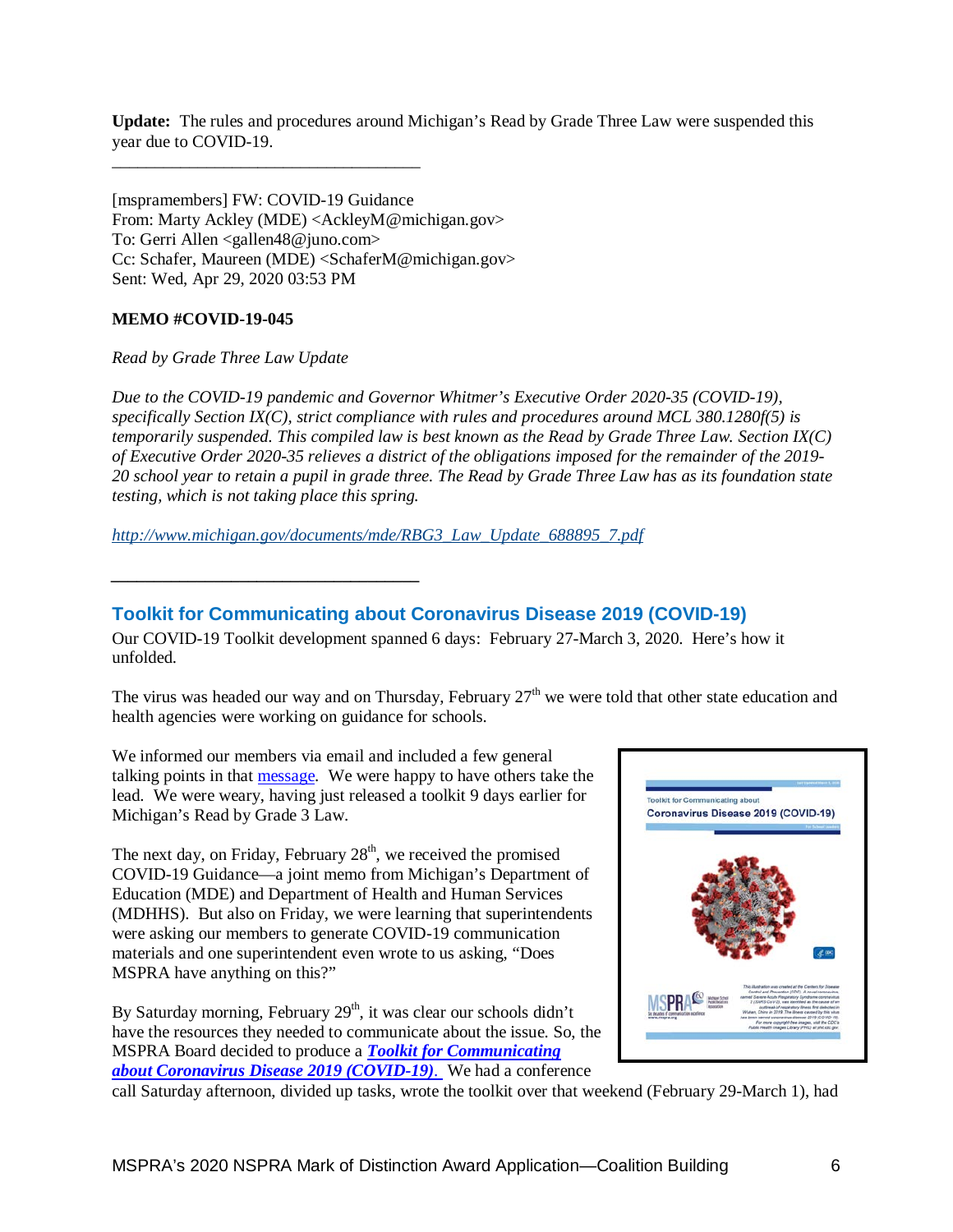**Update:** The rules and procedures around Michigan's Read by Grade Three Law were suspended this year due to COVID-19.

---

[mspramembers] FW: COVID-19 Guidance
From: Marty Ackley (MDE) <AckleyM@michigan.gov>
To: Gerri Allen <gallen48@juno.com>
Cc: Schafer, Maureen (MDE) <SchaferM@michigan.gov>
Sent: Wed, Apr 29, 2020 03:53 PM

**MEMO #COVID-19-045**

*Read by Grade Three Law Update*

*Due to the COVID-19 pandemic and Governor Whitmer's Executive Order 2020-35 (COVID-19), specifically Section IX(C), strict compliance with rules and procedures around MCL 380.1280f(5) is temporarily suspended. This compiled law is best known as the Read by Grade Three Law. Section IX(C) of Executive Order 2020-35 relieves a district of the obligations imposed for the remainder of the 2019-20 school year to retain a pupil in grade three. The Read by Grade Three Law has as its foundation state testing, which is not taking place this spring.*

*http://www.michigan.gov/documents/mde/RBG3_Law_Update_688895_7.pdf*

---

## Toolkit for Communicating about Coronavirus Disease 2019 (COVID-19)

Our COVID-19 Toolkit development spanned 6 days: February 27-March 3, 2020. Here's how it unfolded.

The virus was headed our way and on Thursday, February 27th we were told that other state education and health agencies were working on guidance for schools.

We informed our members via email and included a few general talking points in that message. We were happy to have others take the lead. We were weary, having just released a toolkit 9 days earlier for Michigan's Read by Grade 3 Law.

The next day, on Friday, February 28th, we received the promised COVID-19 Guidance—a joint memo from Michigan's Department of Education (MDE) and Department of Health and Human Services (MDHHS). But also on Friday, we were learning that superintendents were asking our members to generate COVID-19 communication materials and one superintendent even wrote to us asking, "Does MSPRA have anything on this?"

By Saturday morning, February 29th, it was clear our schools didn't have the resources they needed to communicate about the issue. So, the MSPRA Board decided to produce a ***Toolkit for Communicating about Coronavirus Disease 2019 (COVID-19).*** We had a conference call Saturday afternoon, divided up tasks, wrote the toolkit over that weekend (February 29-March 1), had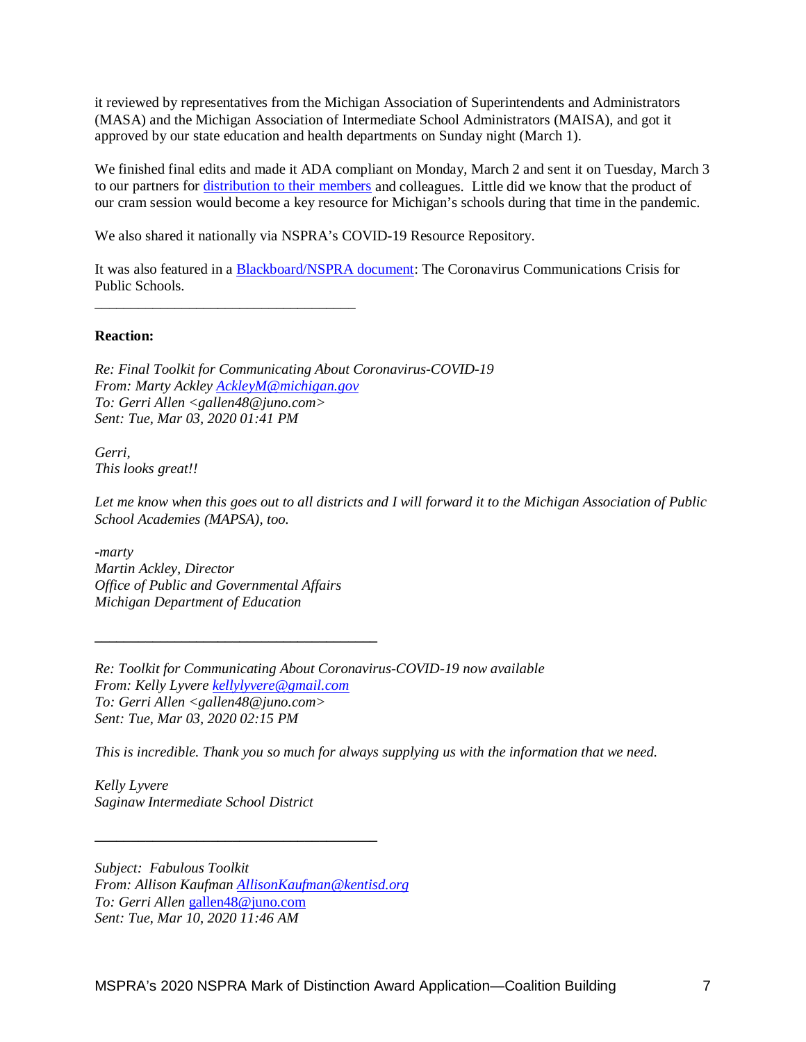it reviewed by representatives from the Michigan Association of Superintendents and Administrators (MASA) and the Michigan Association of Intermediate School Administrators (MAISA), and got it approved by our state education and health departments on Sunday night (March 1).

We finished final edits and made it ADA compliant on Monday, March 2 and sent it on Tuesday, March 3 to our partners for distribution to their members and colleagues. Little did we know that the product of our cram session would become a key resource for Michigan's schools during that time in the pandemic.

We also shared it nationally via NSPRA's COVID-19 Resource Repository.

It was also featured in a Blackboard/NSPRA document: The Coronavirus Communications Crisis for Public Schools.

---

**Reaction:**

*Re: Final Toolkit for Communicating About Coronavirus-COVID-19*
*From: Marty Ackley AckleyM@michigan.gov*
*To: Gerri Allen <gallen48@juno.com>*
*Sent: Tue, Mar 03, 2020 01:41 PM*

*Gerri,*
*This looks great!!*

*Let me know when this goes out to all districts and I will forward it to the Michigan Association of Public School Academies (MAPSA), too.*

*-marty*
*Martin Ackley, Director*
*Office of Public and Governmental Affairs*
*Michigan Department of Education*

---

*Re: Toolkit for Communicating About Coronavirus-COVID-19 now available*
*From: Kelly Lyvere kellylyvere@gmail.com*
*To: Gerri Allen <gallen48@juno.com>*
*Sent: Tue, Mar 03, 2020 02:15 PM*

*This is incredible. Thank you so much for always supplying us with the information that we need.*

*Kelly Lyvere*
*Saginaw Intermediate School District*

---

*Subject: Fabulous Toolkit*
*From: Allison Kaufman AllisonKaufman@kentisd.org*
*To: Gerri Allen gallen48@juno.com*
*Sent: Tue, Mar 10, 2020 11:46 AM*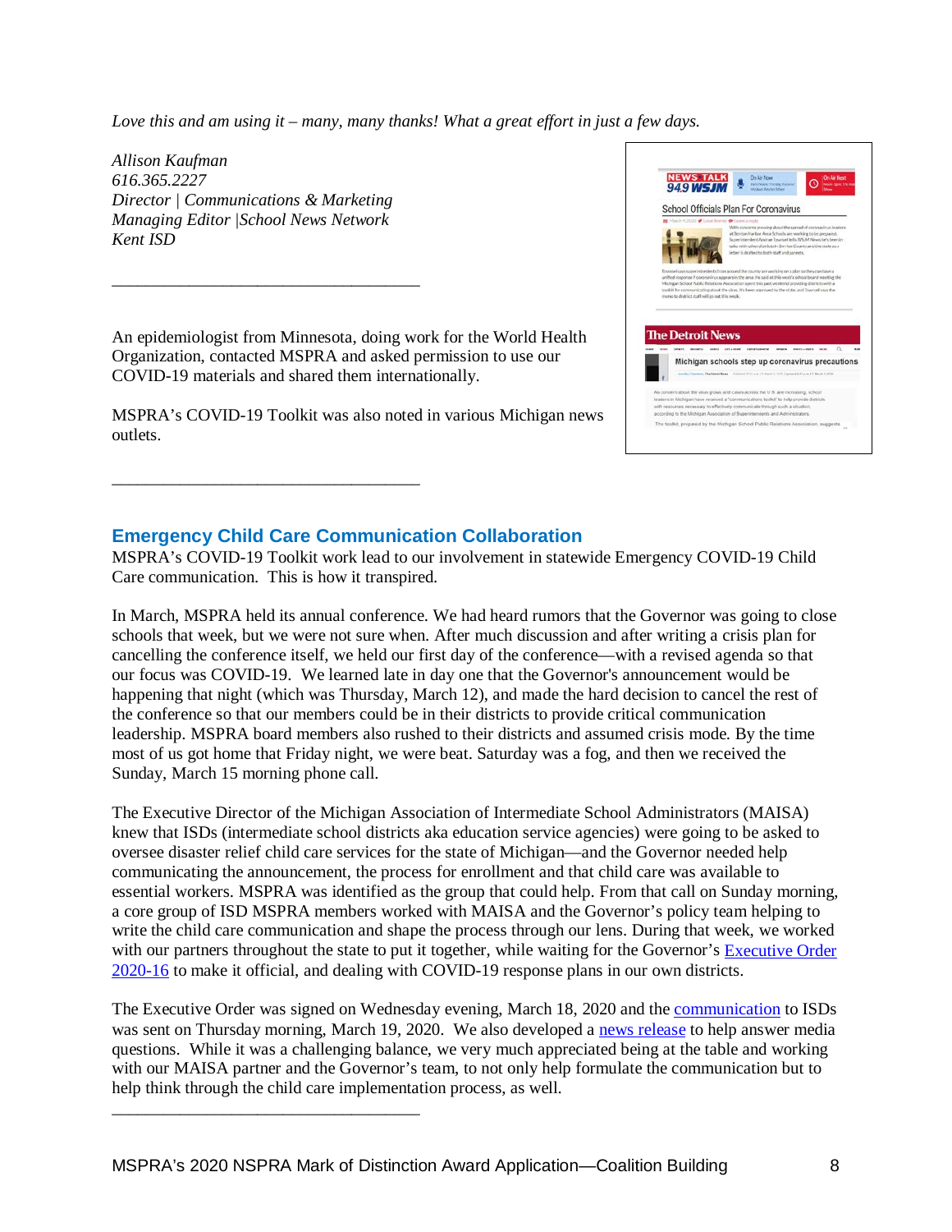*Love this and am using it – many, many thanks! What a great effort in just a few days.*

*Allison Kaufman*
*616.365.2227*
*Director | Communications & Marketing*
*Managing Editor |School News Network*
*Kent ISD*

---

An epidemiologist from Minnesota, doing work for the World Health Organization, contacted MSPRA and asked permission to use our COVID-19 materials and shared them internationally.

MSPRA's COVID-19 Toolkit was also noted in various Michigan news outlets.

---

## Emergency Child Care Communication Collaboration

MSPRA's COVID-19 Toolkit work lead to our involvement in statewide Emergency COVID-19 Child Care communication. This is how it transpired.

In March, MSPRA held its annual conference. We had heard rumors that the Governor was going to close schools that week, but we were not sure when. After much discussion and after writing a crisis plan for cancelling the conference itself, we held our first day of the conference—with a revised agenda so that our focus was COVID-19. We learned late in day one that the Governor's announcement would be happening that night (which was Thursday, March 12), and made the hard decision to cancel the rest of the conference so that our members could be in their districts to provide critical communication leadership. MSPRA board members also rushed to their districts and assumed crisis mode. By the time most of us got home that Friday night, we were beat. Saturday was a fog, and then we received the Sunday, March 15 morning phone call.

The Executive Director of the Michigan Association of Intermediate School Administrators (MAISA) knew that ISDs (intermediate school districts aka education service agencies) were going to be asked to oversee disaster relief child care services for the state of Michigan—and the Governor needed help communicating the announcement, the process for enrollment and that child care was available to essential workers. MSPRA was identified as the group that could help. From that call on Sunday morning, a core group of ISD MSPRA members worked with MAISA and the Governor's policy team helping to write the child care communication and shape the process through our lens. During that week, we worked with our partners throughout the state to put it together, while waiting for the Governor's Executive Order 2020-16 to make it official, and dealing with COVID-19 response plans in our own districts.

The Executive Order was signed on Wednesday evening, March 18, 2020 and the communication to ISDs was sent on Thursday morning, March 19, 2020. We also developed a news release to help answer media questions. While it was a challenging balance, we very much appreciated being at the table and working with our MAISA partner and the Governor's team, to not only help formulate the communication but to help think through the child care implementation process, as well.

---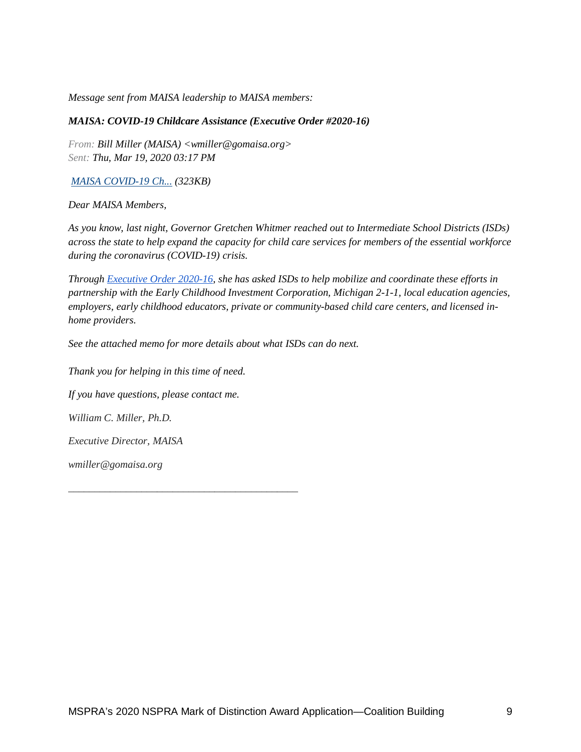*Message sent from MAISA leadership to MAISA members:*

***MAISA: COVID-19 Childcare Assistance (Executive Order #2020-16)***

*From: Bill Miller (MAISA) <wmiller@gomaisa.org>*
*Sent: Thu, Mar 19, 2020 03:17 PM*

*MAISA COVID-19 Ch... (323KB)*

*Dear MAISA Members,*

*As you know, last night, Governor Gretchen Whitmer reached out to Intermediate School Districts (ISDs) across the state to help expand the capacity for child care services for members of the essential workforce during the coronavirus (COVID-19) crisis.*

*Through Executive Order 2020-16, she has asked ISDs to help mobilize and coordinate these efforts in partnership with the Early Childhood Investment Corporation, Michigan 2-1-1, local education agencies, employers, early childhood educators, private or community-based child care centers, and licensed in-home providers.*

*See the attached memo for more details about what ISDs can do next.*

*Thank you for helping in this time of need.*

*If you have questions, please contact me.*

*William C. Miller, Ph.D.*

*Executive Director, MAISA*

*wmiller@gomaisa.org*

---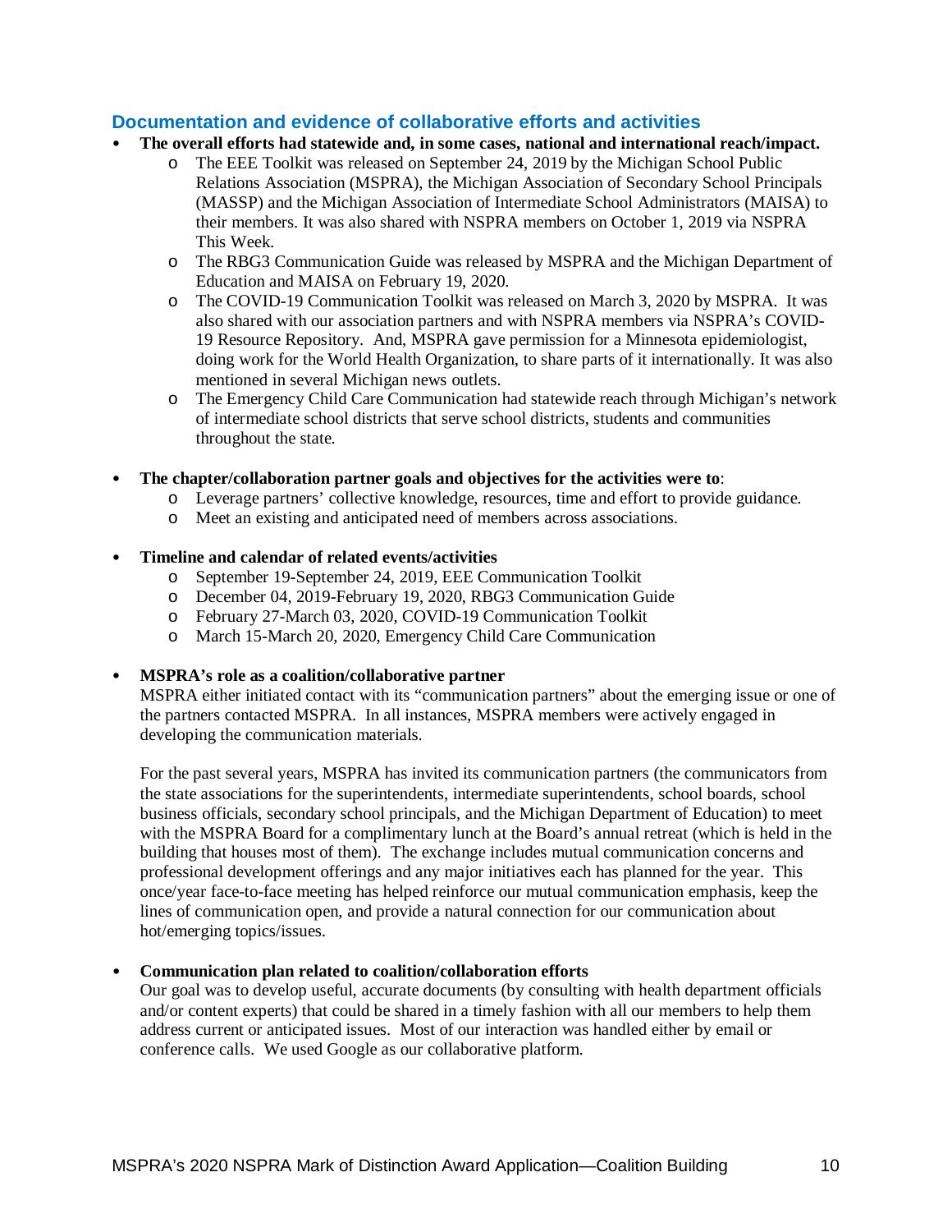## Documentation and evidence of collaborative efforts and activities

- **The overall efforts had statewide and, in some cases, national and international reach/impact.**
  - The EEE Toolkit was released on September 24, 2019 by the Michigan School Public Relations Association (MSPRA), the Michigan Association of Secondary School Principals (MASSP) and the Michigan Association of Intermediate School Administrators (MAISA) to their members. It was also shared with NSPRA members on October 1, 2019 via NSPRA This Week.
  - The RBG3 Communication Guide was released by MSPRA and the Michigan Department of Education and MAISA on February 19, 2020.
  - The COVID-19 Communication Toolkit was released on March 3, 2020 by MSPRA. It was also shared with our association partners and with NSPRA members via NSPRA's COVID-19 Resource Repository. And, MSPRA gave permission for a Minnesota epidemiologist, doing work for the World Health Organization, to share parts of it internationally. It was also mentioned in several Michigan news outlets.
  - The Emergency Child Care Communication had statewide reach through Michigan's network of intermediate school districts that serve school districts, students and communities throughout the state.

- **The chapter/collaboration partner goals and objectives for the activities were to**:
  - Leverage partners' collective knowledge, resources, time and effort to provide guidance.
  - Meet an existing and anticipated need of members across associations.

- **Timeline and calendar of related events/activities**
  - September 19-September 24, 2019, EEE Communication Toolkit
  - December 04, 2019-February 19, 2020, RBG3 Communication Guide
  - February 27-March 03, 2020, COVID-19 Communication Toolkit
  - March 15-March 20, 2020, Emergency Child Care Communication

- **MSPRA's role as a coalition/collaborative partner**

  MSPRA either initiated contact with its "communication partners" about the emerging issue or one of the partners contacted MSPRA. In all instances, MSPRA members were actively engaged in developing the communication materials.

  For the past several years, MSPRA has invited its communication partners (the communicators from the state associations for the superintendents, intermediate superintendents, school boards, school business officials, secondary school principals, and the Michigan Department of Education) to meet with the MSPRA Board for a complimentary lunch at the Board's annual retreat (which is held in the building that houses most of them). The exchange includes mutual communication concerns and professional development offerings and any major initiatives each has planned for the year. This once/year face-to-face meeting has helped reinforce our mutual communication emphasis, keep the lines of communication open, and provide a natural connection for our communication about hot/emerging topics/issues.

- **Communication plan related to coalition/collaboration efforts**

  Our goal was to develop useful, accurate documents (by consulting with health department officials and/or content experts) that could be shared in a timely fashion with all our members to help them address current or anticipated issues. Most of our interaction was handled either by email or conference calls. We used Google as our collaborative platform.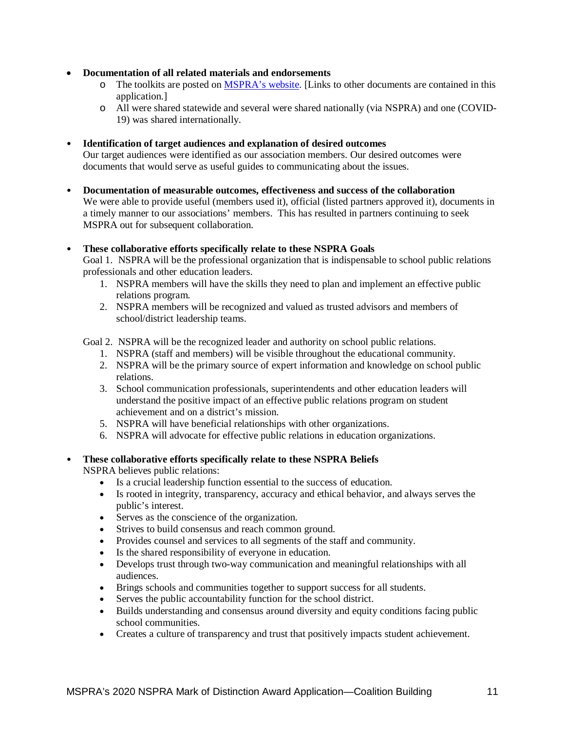- **Documentation of all related materials and endorsements**
  - The toolkits are posted on MSPRA's website. [Links to other documents are contained in this application.]
  - All were shared statewide and several were shared nationally (via NSPRA) and one (COVID-19) was shared internationally.

- **Identification of target audiences and explanation of desired outcomes**
  Our target audiences were identified as our association members. Our desired outcomes were documents that would serve as useful guides to communicating about the issues.

- **Documentation of measurable outcomes, effectiveness and success of the collaboration**
  We were able to provide useful (members used it), official (listed partners approved it), documents in a timely manner to our associations' members. This has resulted in partners continuing to seek MSPRA out for subsequent collaboration.

- **These collaborative efforts specifically relate to these NSPRA Goals**
  Goal 1. NSPRA will be the professional organization that is indispensable to school public relations professionals and other education leaders.
  1. NSPRA members will have the skills they need to plan and implement an effective public relations program.
  2. NSPRA members will be recognized and valued as trusted advisors and members of school/district leadership teams.

  Goal 2. NSPRA will be the recognized leader and authority on school public relations.
  1. NSPRA (staff and members) will be visible throughout the educational community.
  2. NSPRA will be the primary source of expert information and knowledge on school public relations.
  3. School communication professionals, superintendents and other education leaders will understand the positive impact of an effective public relations program on student achievement and on a district's mission.
  5. NSPRA will have beneficial relationships with other organizations.
  6. NSPRA will advocate for effective public relations in education organizations.

- **These collaborative efforts specifically relate to these NSPRA Beliefs**
  NSPRA believes public relations:
  - Is a crucial leadership function essential to the success of education.
  - Is rooted in integrity, transparency, accuracy and ethical behavior, and always serves the public's interest.
  - Serves as the conscience of the organization.
  - Strives to build consensus and reach common ground.
  - Provides counsel and services to all segments of the staff and community.
  - Is the shared responsibility of everyone in education.
  - Develops trust through two-way communication and meaningful relationships with all audiences.
  - Brings schools and communities together to support success for all students.
  - Serves the public accountability function for the school district.
  - Builds understanding and consensus around diversity and equity conditions facing public school communities.
  - Creates a culture of transparency and trust that positively impacts student achievement.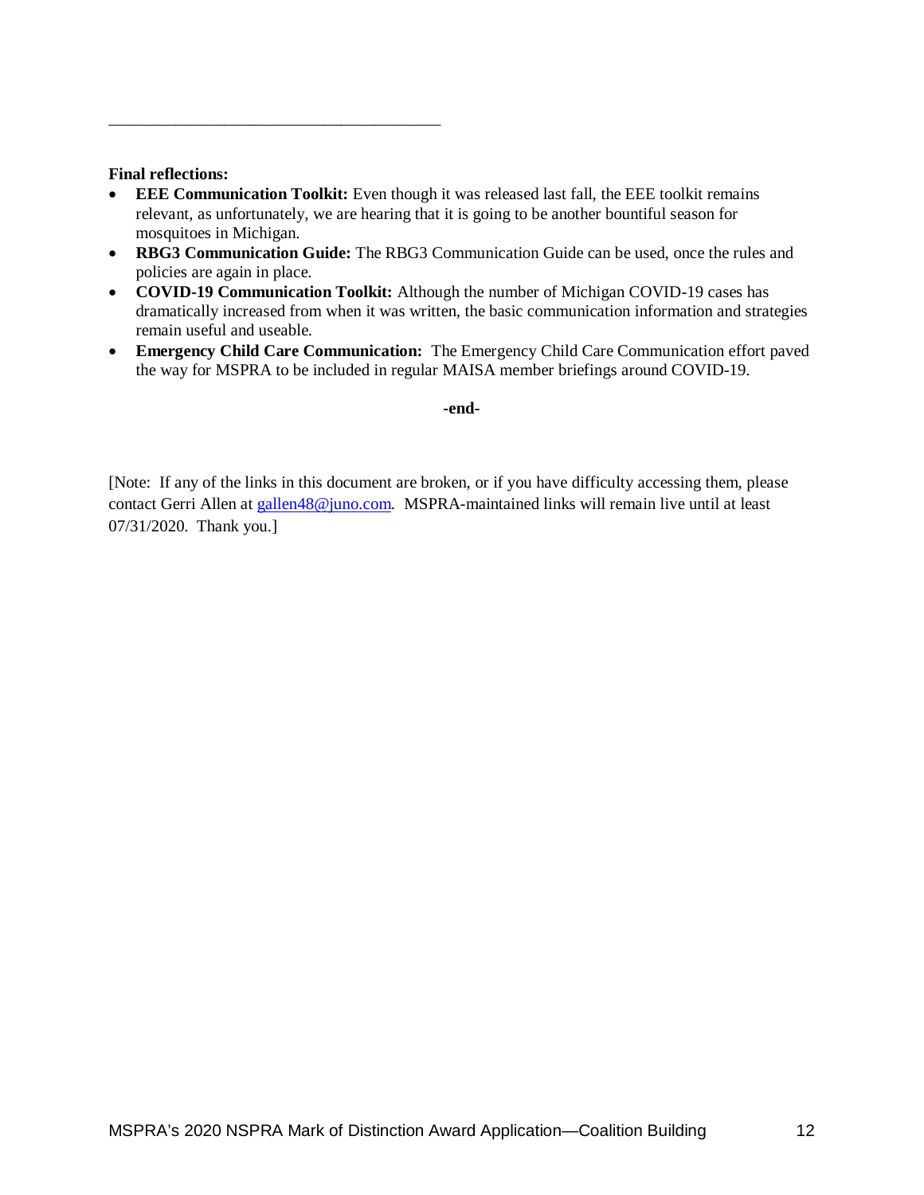---

**Final reflections:**

- **EEE Communication Toolkit:** Even though it was released last fall, the EEE toolkit remains relevant, as unfortunately, we are hearing that it is going to be another bountiful season for mosquitoes in Michigan.
- **RBG3 Communication Guide:** The RBG3 Communication Guide can be used, once the rules and policies are again in place.
- **COVID-19 Communication Toolkit:** Although the number of Michigan COVID-19 cases has dramatically increased from when it was written, the basic communication information and strategies remain useful and useable.
- **Emergency Child Care Communication:** The Emergency Child Care Communication effort paved the way for MSPRA to be included in regular MAISA member briefings around COVID-19.

**-end-**

[Note: If any of the links in this document are broken, or if you have difficulty accessing them, please contact Gerri Allen at gallen48@juno.com. MSPRA-maintained links will remain live until at least 07/31/2020. Thank you.]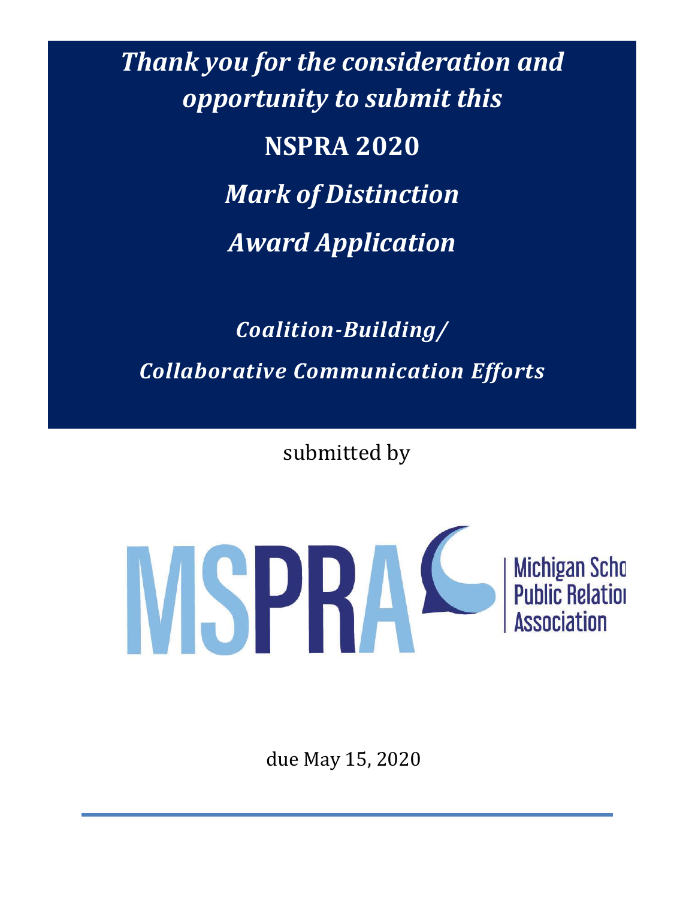***Thank you for the consideration and opportunity to submit this***

**NSPRA 2020**

***Mark of Distinction***

***Award Application***

***Coalition-Building/***

***Collaborative Communication Efforts***

submitted by

MSPRA

Michigan School Public Relations Association

due May 15, 2020